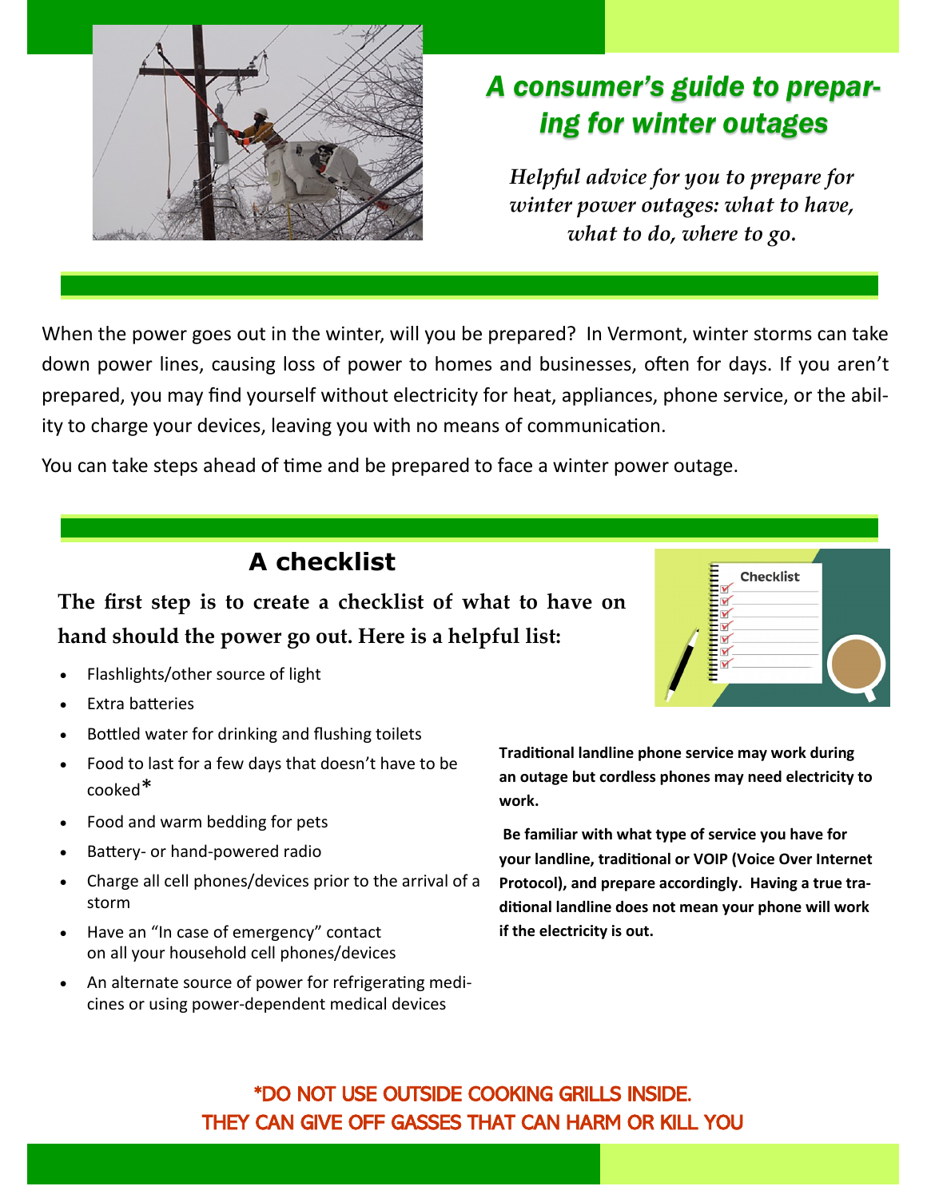# *A consumer's guide to preparing for winter outages*

*Helpful advice for you to prepare for winter power outages: what to have, what to do, where to go.*

When the power goes out in the winter, will you be prepared? In Vermont, winter storms can take down power lines, causing loss of power to homes and businesses, often for days. If you aren't prepared, you may find yourself without electricity for heat, appliances, phone service, or the ability to charge your devices, leaving you with no means of communication.

You can take steps ahead of time and be prepared to face a winter power outage.

## A checklist

**The first step is to create a checklist of what to have on hand should the power go out. Here is a helpful list:**

- Flashlights/other source of light
- Extra batteries
- Bottled water for drinking and flushing toilets
- Food to last for a few days that doesn't have to be cooked*
- Food and warm bedding for pets
- Battery- or hand-powered radio
- Charge all cell phones/devices prior to the arrival of a storm
- Have an "In case of emergency" contact on all your household cell phones/devices
- An alternate source of power for refrigerating medicines or using power-dependent medical devices

**Traditional landline phone service may work during an outage but cordless phones may need electricity to work.**

**Be familiar with what type of service you have for your landline, traditional or VOIP (Voice Over Internet Protocol), and prepare accordingly. Having a true traditional landline does not mean your phone will work if the electricity is out.**

*DO NOT USE OUTSIDE COOKING GRILLS INSIDE. THEY CAN GIVE OFF GASSES THAT CAN HARM OR KILL YOU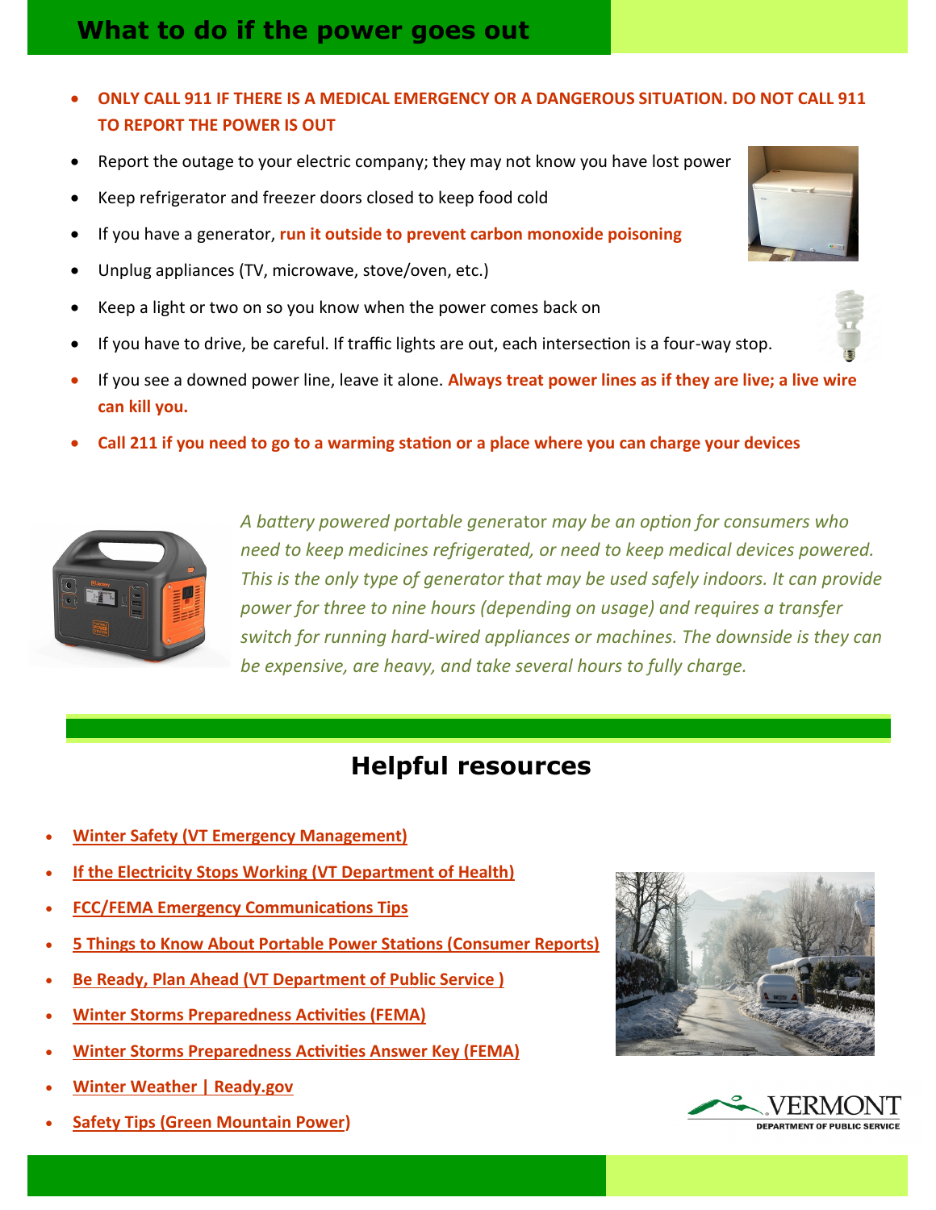## What to do if the power goes out

- **ONLY CALL 911 IF THERE IS A MEDICAL EMERGENCY OR A DANGEROUS SITUATION. DO NOT CALL 911 TO REPORT THE POWER IS OUT**
- Report the outage to your electric company; they may not know you have lost power
- Keep refrigerator and freezer doors closed to keep food cold
- If you have a generator, **run it outside to prevent carbon monoxide poisoning**
- Unplug appliances (TV, microwave, stove/oven, etc.)
- Keep a light or two on so you know when the power comes back on
- If you have to drive, be careful. If traffic lights are out, each intersection is a four-way stop.
- If you see a downed power line, leave it alone. **Always treat power lines as if they are live; a live wire can kill you.**
- **Call 211 if you need to go to a warming station or a place where you can charge your devices**

*A battery powered portable generator may be an option for consumers who need to keep medicines refrigerated, or need to keep medical devices powered. This is the only type of generator that may be used safely indoors. It can provide power for three to nine hours (depending on usage) and requires a transfer switch for running hard-wired appliances or machines. The downside is they can be expensive, are heavy, and take several hours to fully charge.*

## Helpful resources

- Winter Safety (VT Emergency Management)
- If the Electricity Stops Working (VT Department of Health)
- FCC/FEMA Emergency Communications Tips
- 5 Things to Know About Portable Power Stations (Consumer Reports)
- Be Ready, Plan Ahead (VT Department of Public Service )
- Winter Storms Preparedness Activities (FEMA)
- Winter Storms Preparedness Activities Answer Key (FEMA)
- Winter Weather | Ready.gov
- Safety Tips (Green Mountain Power)

VERMONT
DEPARTMENT OF PUBLIC SERVICE